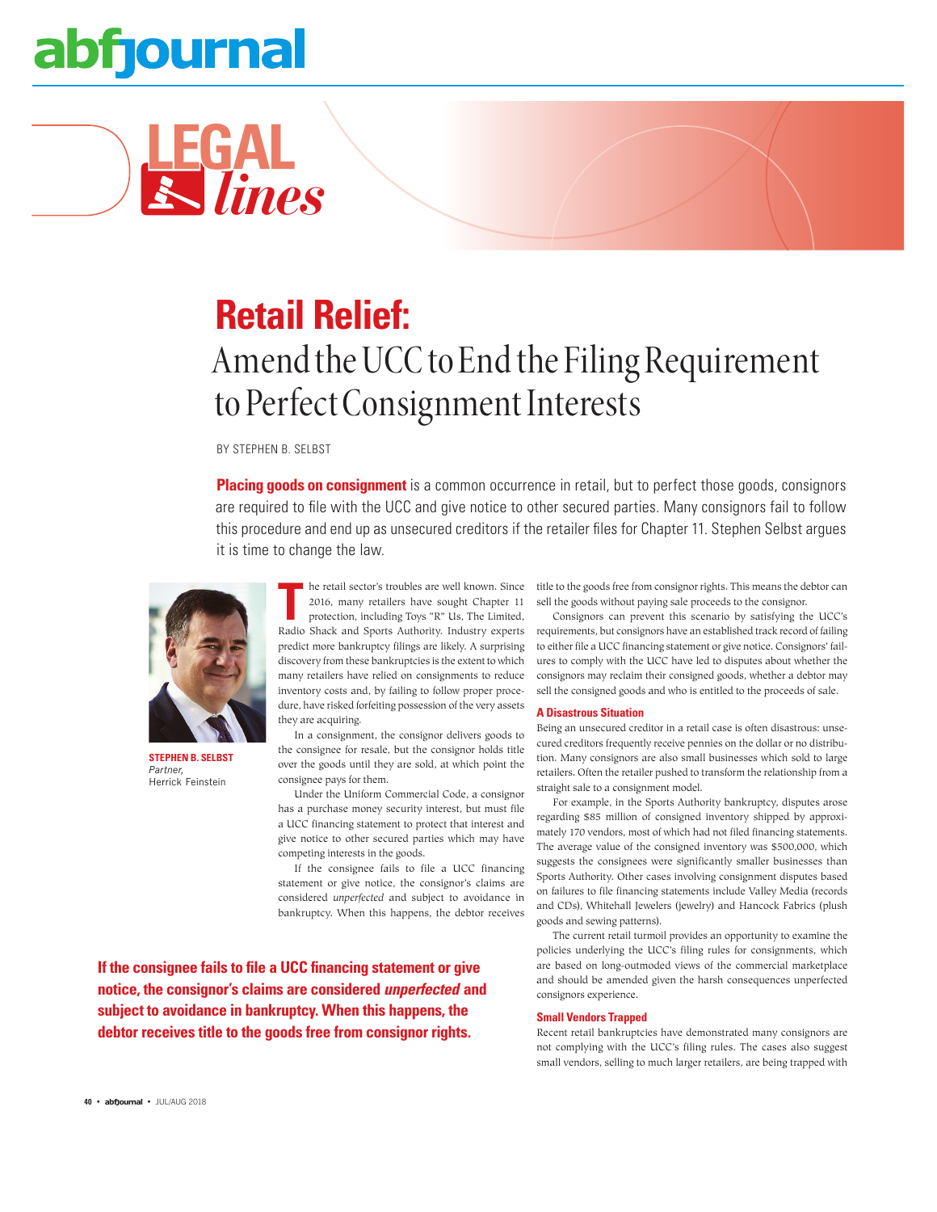# Retail Relief:

## Amend the UCC to End the Filing Requirement to Perfect Consignment Interests

BY STEPHEN B. SELBST

**Placing goods on consignment** is a common occurrence in retail, but to perfect those goods, consignors are required to file with the UCC and give notice to other secured parties. Many consignors fail to follow this procedure and end up as unsecured creditors if the retailer files for Chapter 11. Stephen Selbst argues it is time to change the law.

**STEPHEN B. SELBST**
*Partner,*
Herrick Feinstein

The retail sector's troubles are well known. Since 2016, many retailers have sought Chapter 11 protection, including Toys "R" Us, The Limited, Radio Shack and Sports Authority. Industry experts predict more bankruptcy filings are likely. A surprising discovery from these bankruptcies is the extent to which many retailers have relied on consignments to reduce inventory costs and, by failing to follow proper procedure, have risked forfeiting possession of the very assets they are acquiring.

In a consignment, the consignor delivers goods to the consignee for resale, but the consignor holds title over the goods until they are sold, at which point the consignee pays for them.

Under the Uniform Commercial Code, a consignor has a purchase money security interest, but must file a UCC financing statement to protect that interest and give notice to other secured parties which may have competing interests in the goods.

If the consignee fails to file a UCC financing statement or give notice, the consignor's claims are considered *unperfected* and subject to avoidance in bankruptcy. When this happens, the debtor receives title to the goods free from consignor rights. This means the debtor can sell the goods without paying sale proceeds to the consignor.

Consignors can prevent this scenario by satisfying the UCC's requirements, but consignors have an established track record of failing to either file a UCC financing statement or give notice. Consignors' failures to comply with the UCC have led to disputes about whether the consignors may reclaim their consigned goods, whether a debtor may sell the consigned goods and who is entitled to the proceeds of sale.

**If the consignee fails to file a UCC financing statement or give notice, the consignor's claims are considered *unperfected* and subject to avoidance in bankruptcy. When this happens, the debtor receives title to the goods free from consignor rights.**

### A Disastrous Situation

Being an unsecured creditor in a retail case is often disastrous: unsecured creditors frequently receive pennies on the dollar or no distribution. Many consignors are also small businesses which sold to large retailers. Often the retailer pushed to transform the relationship from a straight sale to a consignment model.

For example, in the Sports Authority bankruptcy, disputes arose regarding $85 million of consigned inventory shipped by approximately 170 vendors, most of which had not filed financing statements. The average value of the consigned inventory was $500,000, which suggests the consignees were significantly smaller businesses than Sports Authority. Other cases involving consignment disputes based on failures to file financing statements include Valley Media (records and CDs), Whitehall Jewelers (jewelry) and Hancock Fabrics (plush goods and sewing patterns).

The current retail turmoil provides an opportunity to examine the policies underlying the UCC's filing rules for consignments, which are based on long-outmoded views of the commercial marketplace and should be amended given the harsh consequences unperfected consignors experience.

### Small Vendors Trapped

Recent retail bankruptcies have demonstrated many consignors are not complying with the UCC's filing rules. The cases also suggest small vendors, selling to much larger retailers, are being trapped with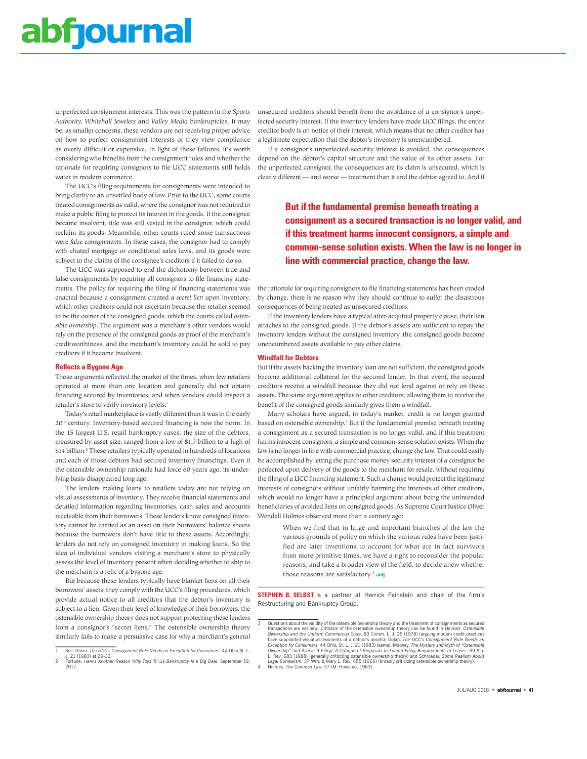unperfected consignment interests. This was the pattern in the *Sports Authority*, *Whitehall Jewelers* and *Valley Media* bankruptcies. It may be, as smaller concerns, these vendors are not receiving proper advice on how to perfect consignment interests or they view compliance as overly difficult or expensive. In light of these failures, it's worth considering who benefits from the consignment rules and whether the rationale for requiring consignors to file UCC statements still holds water in modern commerce.

The UCC's filing requirements for consignments were intended to bring clarity to an unsettled body of law. Prior to the UCC, some courts treated consignments as valid, where the consignor was not required to make a public filing to protect its interest in the goods. If the consignee became insolvent, title was still vested in the consignor, which could reclaim its goods. Meanwhile, other courts ruled some transactions were *false consignments*. In these cases, the consignor had to comply with chattel mortgage or conditional sales laws, and its goods were subject to the claims of the consignee's creditors if it failed to do so.

The UCC was supposed to end the dichotomy between true and false consignments by requiring all consignors to file financing statements. The policy for requiring the filing of financing statements was enacted because a consignment created a *secret lien* upon inventory, which other creditors could not ascertain because the retailer seemed to be the owner of the consigned goods, which the courts called *ostensible ownership*. The argument was a merchant's other vendors would rely on the presence of the consigned goods as proof of the merchant's creditworthiness, and the merchant's inventory could be sold to pay creditors if it became insolvent.

### Reflects a Bygone Age

Those arguments reflected the market of the times, when few retailers operated at more than one location and generally did not obtain financing secured by inventories, and when vendors could inspect a retailer's store to verify inventory levels.[1]

Today's retail marketplace is vastly different than it was in the early 20th century. Inventory-based secured financing is now the norm. In the 15 largest U.S. retail bankruptcy cases, the size of the debtors, measured by asset size, ranged from a low of $1.7 billion to a high of $14 billion.[2] These retailers typically operated in hundreds of locations and each of those debtors had secured inventory financings. Even if the ostensible ownership rationale had force 60 years ago, its underlying basis disappeared long ago.

The lenders making loans to retailers today are not relying on visual assessments of inventory. They receive financial statements and detailed information regarding inventories, cash sales and accounts receivable from their borrowers. These lenders know consigned inventory cannot be carried as an asset on their borrowers' balance sheets because the borrowers don't have title to these assets. Accordingly, lenders do not rely on consigned inventory in making loans. So the idea of individual vendors visiting a merchant's store to physically assess the level of inventory present when deciding whether to ship to the merchant is a relic of a bygone age.

But because these lenders typically have blanket liens on all their borrowers' assets, they comply with the UCC's filing procedures, which provide actual notice to all creditors that the debtor's inventory is subject to a lien. Given their level of knowledge of their borrowers, the ostensible ownership theory does not support protecting these lenders from a consignor's "secret liens." The ostensible ownership theory similarly fails to make a persuasive case for why a merchant's general unsecured creditors should benefit from the avoidance of a consignor's unperfected security interest. If the inventory lenders have made UCC filings, the entire creditor body is on notice of their interest, which means that no other creditor has a legitimate expectation that the debtor's inventory is unencumbered.

If a consignor's unperfected security interest is avoided, the consequences depend on the debtor's capital structure and the value of its other assets. For the unperfected consignor, the consequences are its claim is unsecured, which is clearly different — and worse — treatment than it and the debtor agreed to. And if the rationale for requiring consignors to file financing statements has been eroded by change, there is no reason why they should continue to suffer the disastrous consequences of being treated as unsecured creditors.

> **But if the fundamental premise beneath treating a consignment as a secured transaction is no longer valid, and if this treatment harms innocent consignors, a simple and common-sense solution exists. When the law is no longer in line with commercial practice, change the law.**

If the inventory lenders have a typical after-acquired property clause, their lien attaches to the consigned goods. If the debtor's assets are sufficient to repay the inventory lenders without the consigned inventory, the consigned goods become unencumbered assets available to pay other claims.

### Windfall for Debtors

But if the assets backing the inventory loan are not sufficient, the consigned goods become additional collateral for the secured lender. In that event, the secured creditors receive a windfall because they did not lend against or rely on these assets. The same argument applies to other creditors; allowing them to receive the benefit of the consigned goods similarly gives them a windfall.

Many scholars have argued, in today's market, credit is no longer granted based on ostensible ownership.[3] But if the fundamental premise beneath treating a consignment as a secured transaction is no longer valid, and if this treatment harms innocent consignors, a simple and common-sense solution exists. When the law is no longer in line with commercial practice, change the law. That could easily be accomplished by letting the purchase money security interest of a consignor be perfected upon delivery of the goods to the merchant for resale, without requiring the filing of a UCC financing statement. Such a change would protect the legitimate interests of consignors without unfairly harming the interests of other creditors, which would no longer have a principled argument about being the unintended beneficiaries of avoided liens on consigned goods. As Supreme Court Justice Oliver Wendell Holmes observed more than a century ago:

> When we find that in large and important branches of the law the various grounds of policy on which the various rules have been justified are later inventions to account for what are in fact survivors from more primitive times, we have a right to reconsider the popular reasons, and take a broader view of the field, to decide anew whether those reasons are satisfactory.[4] abfj

**STEPHEN B. SELBST** is a partner at Herrick Feinstein and chair of the firm's Restructuring and Bankruptcy Group.

---

1 See, Dolan. *The UCC's Consignment Rule Needs an Exception for Consumers*. 44 Ohio St. L. J. 21 (1983) at 29-33.

2 Fortune. *Here's Another Reason Why Toys 'R' Us Bankruptcy Is a Big Deal*. September 19, 2017.

3 Questions about the validity of the ostensible ownership theory and the treatment of consignments as secured transactions are not new. Criticism of the ostensible ownership theory can be found in Helman. *Ostensible Ownership and the Uniform Commercial Code*. 83 Comm. L. J. 25 (1978) (arguing modern credit practices have supplanted visual assessments of a debtor's assets); Dolan. *The UCC's Consignment Rule Needs an Exception for Consumers*. 44 Ohio St. L. J. 21 (1983) (same); Mooney. *The Mystery and Myth of "Ostensible Ownership" and Article 9 Filing: A Critique of Proposals to Extend Filing Requirements to Leases*. 39 Ala. L. Rev. 683 (1988) (generally criticizing ostensible ownership theory) and Schroeder. *Some Realism About Legal Surrealism*. 37 Wm. & Mary L. Rev. 455 (1966) (broadly criticizing ostensible ownership theory).

4 Holmes. *The Common Law*. 37 (M. Howe ed. 1963).